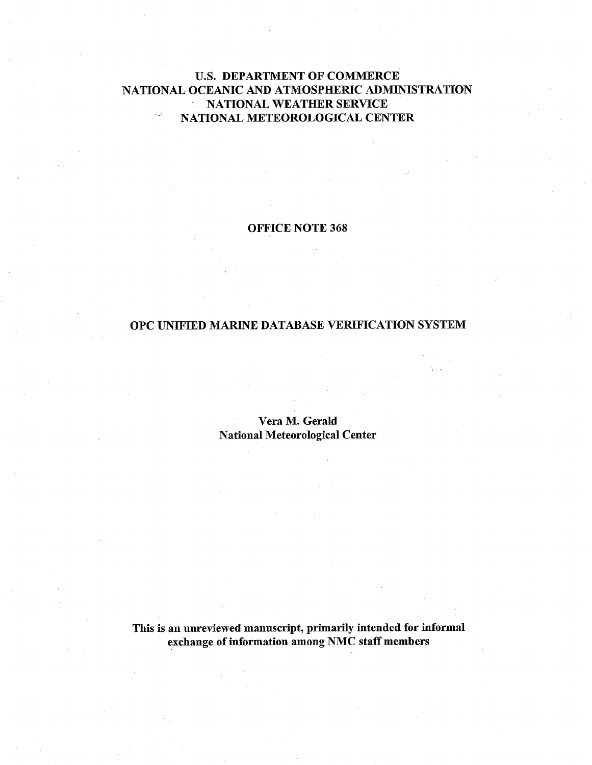**U.S. DEPARTMENT OF COMMERCE**
**NATIONAL OCEANIC AND ATMOSPHERIC ADMINISTRATION**
**NATIONAL WEATHER SERVICE**
**NATIONAL METEOROLOGICAL CENTER**

**OFFICE NOTE 368**

# OPC UNIFIED MARINE DATABASE VERIFICATION SYSTEM

**Vera M. Gerald**
**National Meteorological Center**

**This is an unreviewed manuscript, primarily intended for informal exchange of information among NMC staff members**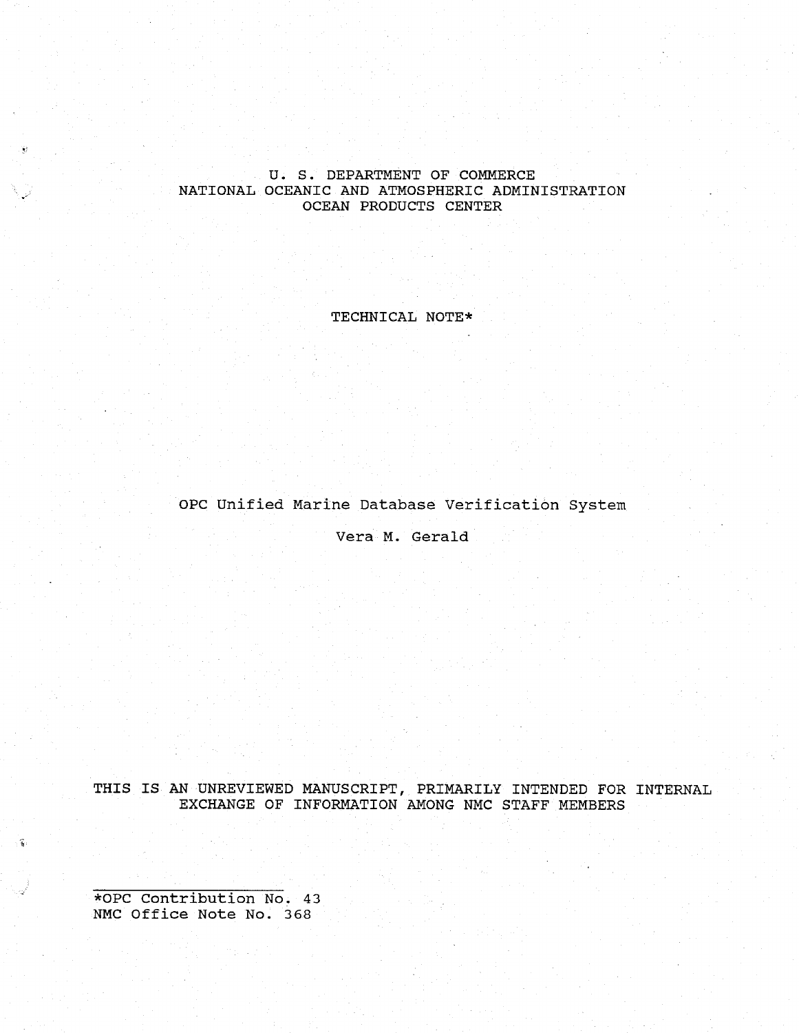U. S. DEPARTMENT OF COMMERCE
NATIONAL OCEANIC AND ATMOSPHERIC ADMINISTRATION
OCEAN PRODUCTS CENTER

TECHNICAL NOTE*

# OPC Unified Marine Database Verification System

Vera M. Gerald

THIS IS AN UNREVIEWED MANUSCRIPT, PRIMARILY INTENDED FOR INTERNAL EXCHANGE OF INFORMATION AMONG NMC STAFF MEMBERS

---

*OPC Contribution No. 43
NMC Office Note No. 368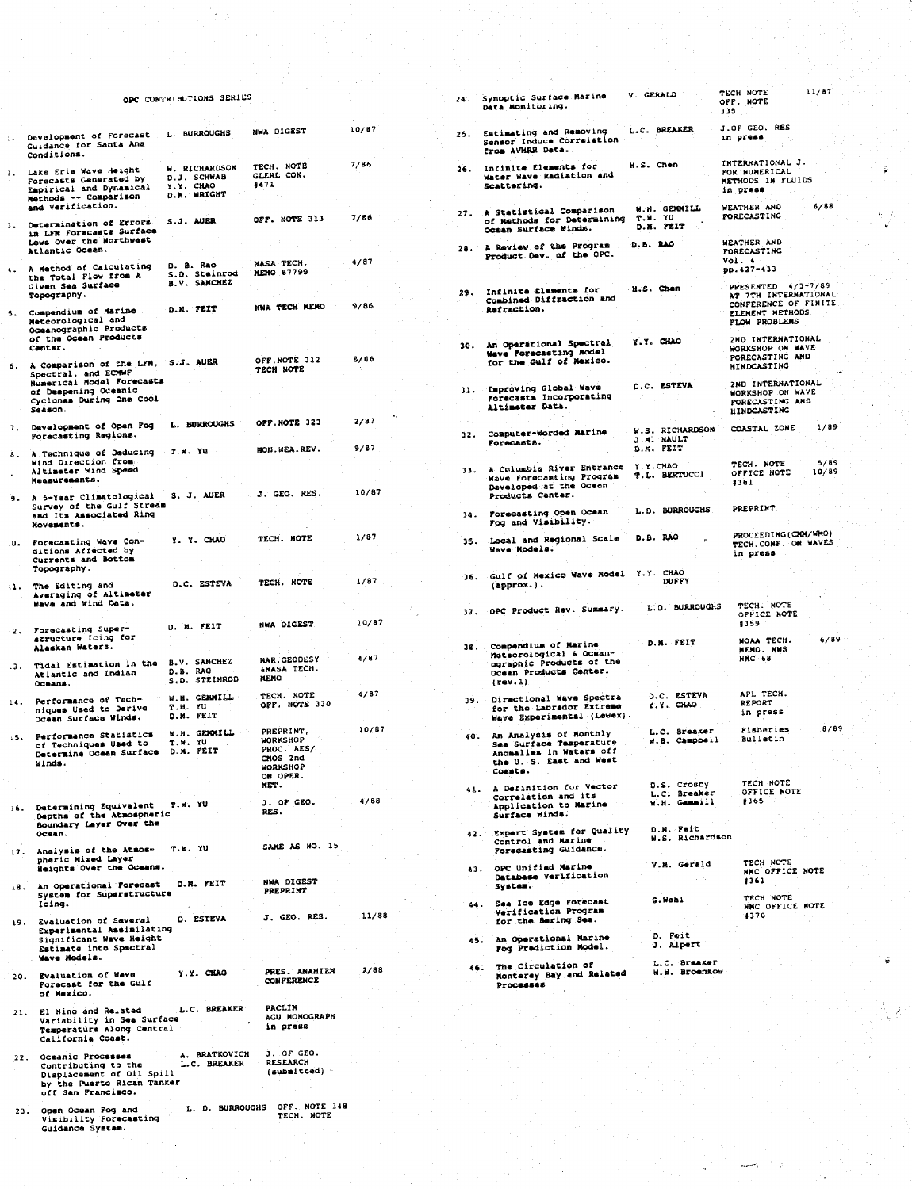# OPC CONTRIBUTIONS SERIES

| No. | Title | Author(s) | Publication | Date |
|---|---|---|---|---|
| 1. | Development of Forecast Guidance for Santa Ana Conditions. | L. BURROUGHS | NWA DIGEST | 10/87 |
| 2. | Lake Erie Wave Height Forecasts Generated by Empirical and Dynamical Methods -- Comparison and Verification. | W. RICHARDSON D.J. SCHWAB Y.Y. CHAO D.M. WRIGHT | TECH. NOTE GLERL CON. #471 | 7/86 |
| 3. | Determination of Errors in LFM Forecasts Surface Lows Over the Northwest Atlantic Ocean. | S.J. AUER | OFF. NOTE 313 | 7/86 |
| 4. | A Method of Calculating the Total Flow from A Given Sea Surface Topography. | D. B. Rao S.D. Steinrod B.V. SANCHEZ | NASA TECH. MEMO 87799 | 4/87 |
| 5. | Compendium of Marine Meteorological and Oceanographic Products of the Ocean Products Center. | D.M. FEIT | NWA TECH MEMO | 9/86 |
| 6. | A Comparison of the LFM, Spectral, and ECMWF Numerical Model Forecasts of Deepening Oceanic Cyclones During One Cool Season. | S.J. AUER | OFF.NOTE 312 TECH NOTE | 8/86 |
| 7. | Development of Open Fog Forecasting Regions. | L. BURROUGHS | OFF.NOTE 323 | 2/87 |
| 8. | A Technique of Deducing Wind Direction from Altimeter Wind Speed Measurements. | T.W. Yu | MON.WEA.REV. | 9/87 |
| 9. | A 5-Year Climatological Survey of the Gulf Stream and Its Associated Ring Movements. | S. J. AUER | J. GEO. RES. | 10/87 |
| 10. | Forecasting Wave Conditions Affected by Currents and Bottom Topography. | Y. Y. CHAO | TECH. NOTE | 1/87 |
| 11. | The Editing and Averaging of Altimeter Wave and Wind Data. | D.C. ESTEVA | TECH. NOTE | 1/87 |
| 12. | Forecasting Superstructure Icing for Alaskan Waters. | D. M. FEIT | NWA DIGEST | 10/87 |
| 13. | Tidal Estimation in the Atlantic and Indian Oceans. | B.V. SANCHEZ D.B. RAO S.D. STEINROD | MAR.GEODESY &NASA TECH. MEMO | 4/87 |
| 14. | Performance of Techniques Used to Derive Ocean Surface Winds. | W.H. GEMMILL T.W. YU D.M. FEIT | TECH. NOTE OFF. NOTE 330 | 4/87 |
| 15. | Performance Statistics of Techniques Used to Determine Ocean Surface Winds. | W.H. GEMMILL T.W. YU D.M. FEIT | PREPRINT, WORKSHOP PROC. AES/CMOS 2nd WORKSHOP ON OPER. MET. | 10/87 |
| 16. | Determining Equivalent Depths of the Atmospheric Boundary Layer Over the Ocean. | T.W. YU | J. OF GEO. RES. | 4/88 |
| 17. | Analysis of the Atmospheric Mixed Layer Heights Over the Oceans. | T.W. YU | SAME AS NO. 15 | |
| 18. | An Operational Forecast System for Superstructure Icing. | D.M. FEIT | NWA DIGEST PREPRINT | |
| 19. | Evaluation of Several Experimental Assimilating Significant Wave Height Estimate into Spectral Wave Models. | D. ESTEVA | J. GEO. RES. | 11/88 |
| 20. | Evaluation of Wave Forecast for the Gulf of Mexico. | Y.Y. CHAO | PRES. ANAHIEM CONFERENCE | 2/88 |
| 21. | El Nino and Related Variability in Sea Surface Temperature Along Central California Coast. | L.C. BREAKER | PACLIM AGU MONOGRAPH in press | |
| 22. | Oceanic Processes Contributing to the Displacement of Oil Spill by the Puerto Rican Tanker off San Francisco. | A. BRATKOVICH L.C. BREAKER | J. OF GEO. RESEARCH (submitted) | |
| 23. | Open Ocean Fog and Visibility Forecasting Guidance System. | L. D. BURROUGHS | OFF. NOTE 348 TECH. NOTE | |
| 24. | Synoptic Surface Marine Data Monitoring. | V. GERALD | TECH NOTE OFF. NOTE 335 | 11/87 |
| 25. | Estimating and Removing Sensor Induce Correlation from AVHRR Data. | L.C. BREAKER | J.OF GEO. RES in press | |
| 26. | Infinite Elements for Water Wave Radiation and Scattering. | H.S. Chen | INTERNATIONAL J. FOR NUMERICAL METHODS IN FLUIDS in press | |
| 27. | A Statistical Comparison of Methods for Determining Ocean Surface Winds. | W.H. GEMMILL T.W. YU D.M. FEIT | WEATHER AND FORECASTING | 6/88 |
| 28. | A Review of the Program Product Dev. of the OPC. | D.B. RAO | WEATHER AND FORECASTING Vol. 4 pp.427-433 | |
| 29. | Infinite Elements for Combined Diffraction and Refraction. | H.S. Chen | PRESENTED 4/3-7/89 AT 7TH INTERNATIONAL CONFERENCE OF FINITE ELEMENT METHODS FLOW PROBLEMS | |
| 30. | An Operational Spectral Wave Forecasting Model for the Gulf of Mexico. | Y.Y. CHAO | 2ND INTERNATIONAL WORKSHOP ON WAVE FORECASTING AND HINDCASTING | |
| 31. | Improving Global Wave Forecasts Incorporating Altimeter Data. | D.C. ESTEVA | 2ND INTERNATIONAL WORKSHOP ON WAVE FORECASTING AND HINDCASTING | |
| 32. | Computer-Worded Marine Forecasts. | W.S. RICHARDSON J.M. NAULT D.M. FEIT | COASTAL ZONE | 1/89 |
| 33. | A Columbia River Entrance Wave Forecasting Program Developed at the Ocean Products Center. | Y.Y.CHAO T.L. BERTUCCI | TECH. NOTE OFFICE NOTE #361 | 5/89 10/89 |
| 34. | Forecasting Open Ocean Fog and Visibility. | L.D. BURROUGHS | PREPRINT | |
| 35. | Local and Regional Scale Wave Models. | D.B. RAO | PROCEEDING(CMM/WMO) TECH.CONF. ON WAVES in press | |
| 36. | Gulf of Mexico Wave Model (approx.). | Y.Y. CHAO DUFFY | | |
| 37. | OPC Product Rev. Summary. | L.D. BURROUGHS | TECH. NOTE OFFICE NOTE #359 | |
| 38. | Compendium of Marine Meteorological & Oceanographic Products of the Ocean Products Center. (rev.1) | D.M. FEIT | NOAA TECH. MEMO. NWS NMC 68 | 6/89 |
| 39. | Directional Wave Spectra for the Labrador Extreme Wave Experimental (Lewex). | D.C. ESTEVA Y.Y. CHAO | APL TECH. REPORT in press | |
| 40. | An Analysis of Monthly Sea Surface Temperature Anomalies in Waters off the U. S. East and West Coasts. | L.C. Breaker W.B. Campbell | Fisheries Bulletin | 8/89 |
| 41. | A Definition for Vector Correlation and its Application to Marine Surface Winds. | D.S. Crosby L.C. Breaker W.H. Gemmill | TECH NOTE OFFICE NOTE #365 | |
| 42. | Expert System for Quality Control and Marine Forecasting Guidance. | D.M. Feit W.S. Richardson | | |
| 43. | OPC Unified Marine Database Verification System. | V.M. Gerald | TECH NOTE NMC OFFICE NOTE #361 | |
| 44. | Sea Ice Edge Forecast Verification Program for the Bering Sea. | G.Wohl | TECH NOTE NMC OFFICE NOTE #370 | |
| 45. | An Operational Marine Fog Prediction Model. | D. Feit J. Alpert | | |
| 46. | The Circulation of Monterey Bay and Related Processes | L.C. Breaker W.W. Broenkow | | |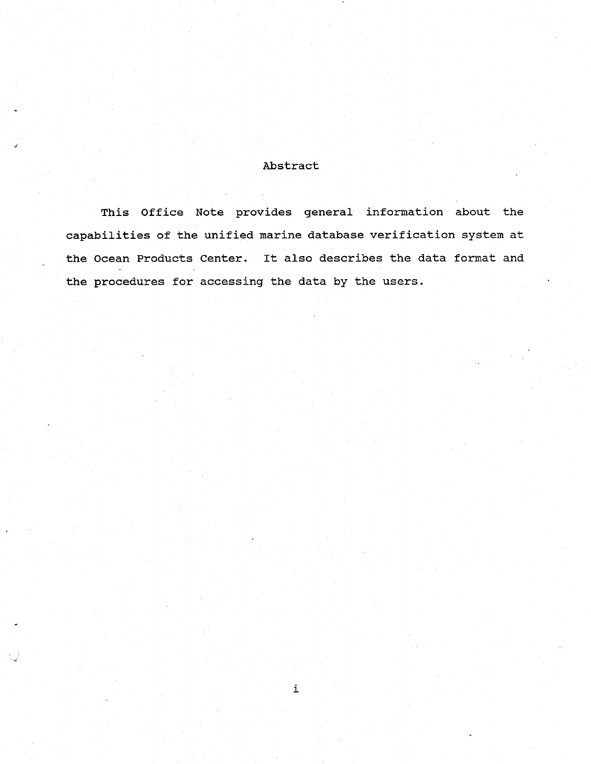## Abstract

This Office Note provides general information about the capabilities of the unified marine database verification system at the Ocean Products Center. It also describes the data format and the procedures for accessing the data by the users.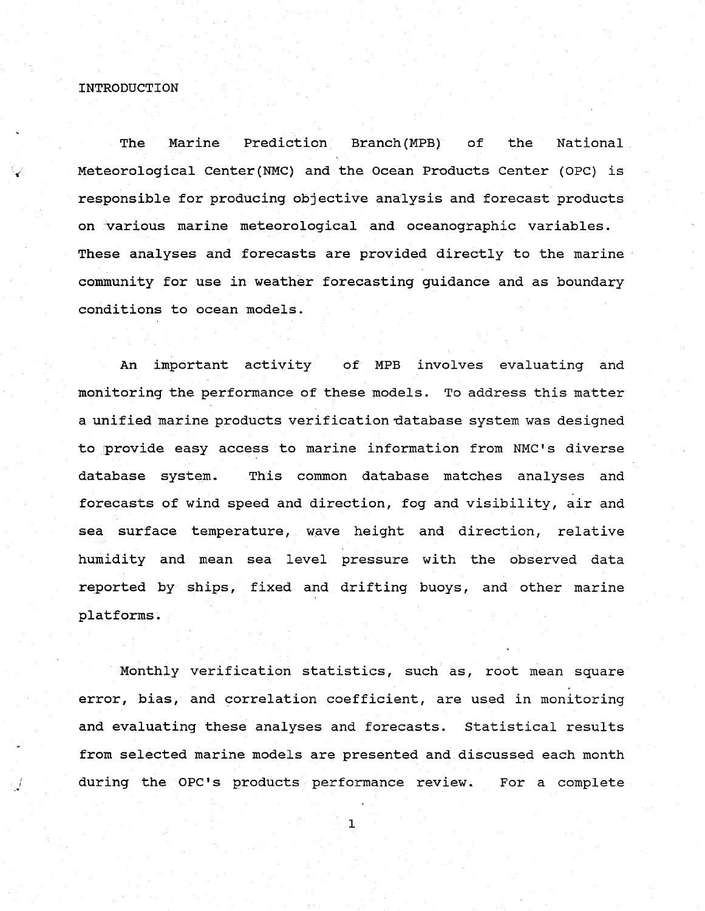# INTRODUCTION

The Marine Prediction Branch(MPB) of the National Meteorological Center(NMC) and the Ocean Products Center (OPC) is responsible for producing objective analysis and forecast products on various marine meteorological and oceanographic variables. These analyses and forecasts are provided directly to the marine community for use in weather forecasting guidance and as boundary conditions to ocean models.

An important activity of MPB involves evaluating and monitoring the performance of these models. To address this matter a unified marine products verification database system was designed to provide easy access to marine information from NMC's diverse database system. This common database matches analyses and forecasts of wind speed and direction, fog and visibility, air and sea surface temperature, wave height and direction, relative humidity and mean sea level pressure with the observed data reported by ships, fixed and drifting buoys, and other marine platforms.

Monthly verification statistics, such as, root mean square error, bias, and correlation coefficient, are used in monitoring and evaluating these analyses and forecasts. Statistical results from selected marine models are presented and discussed each month during the OPC's products performance review. For a complete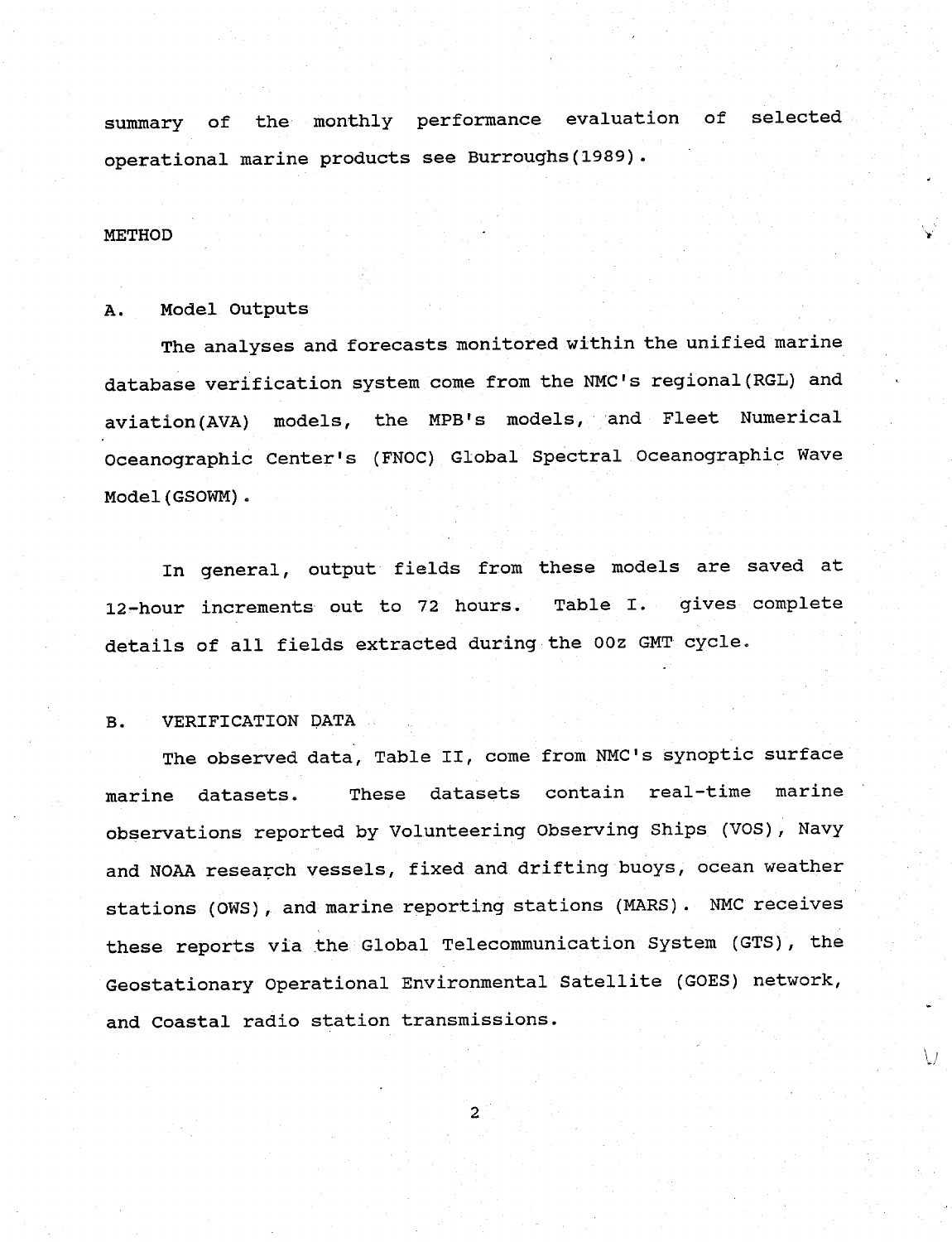summary of the monthly performance evaluation of selected operational marine products see Burroughs(1989).

## METHOD

### A. Model Outputs

The analyses and forecasts monitored within the unified marine database verification system come from the NMC's regional(RGL) and aviation(AVA) models, the MPB's models, and Fleet Numerical Oceanographic Center's (FNOC) Global Spectral Oceanographic Wave Model(GSOWM).

In general, output fields from these models are saved at 12-hour increments out to 72 hours. Table I. gives complete details of all fields extracted during the 00z GMT cycle.

### B. VERIFICATION DATA

The observed data, Table II, come from NMC's synoptic surface marine datasets. These datasets contain real-time marine observations reported by Volunteering Observing Ships (VOS), Navy and NOAA research vessels, fixed and drifting buoys, ocean weather stations (OWS), and marine reporting stations (MARS). NMC receives these reports via the Global Telecommunication System (GTS), the Geostationary Operational Environmental Satellite (GOES) network, and Coastal radio station transmissions.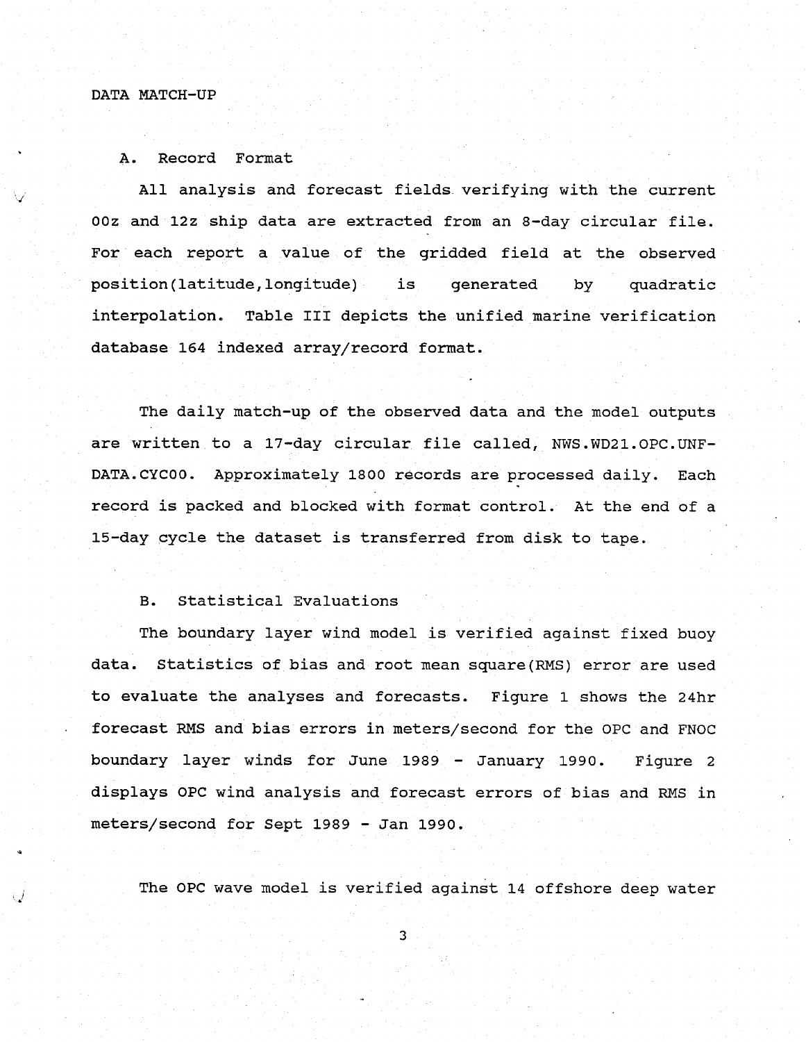## DATA MATCH-UP

### A. Record Format

All analysis and forecast fields verifying with the current 00z and 12z ship data are extracted from an 8-day circular file. For each report a value of the gridded field at the observed position(latitude,longitude) is generated by quadratic interpolation. Table III depicts the unified marine verification database 164 indexed array/record format.

The daily match-up of the observed data and the model outputs are written to a 17-day circular file called, NWS.WD21.OPC.UNF-DATA.CYC00. Approximately 1800 records are processed daily. Each record is packed and blocked with format control. At the end of a 15-day cycle the dataset is transferred from disk to tape.

### B. Statistical Evaluations

The boundary layer wind model is verified against fixed buoy data. Statistics of bias and root mean square(RMS) error are used to evaluate the analyses and forecasts. Figure 1 shows the 24hr forecast RMS and bias errors in meters/second for the OPC and FNOC boundary layer winds for June 1989 - January 1990. Figure 2 displays OPC wind analysis and forecast errors of bias and RMS in meters/second for Sept 1989 - Jan 1990.

The OPC wave model is verified against 14 offshore deep water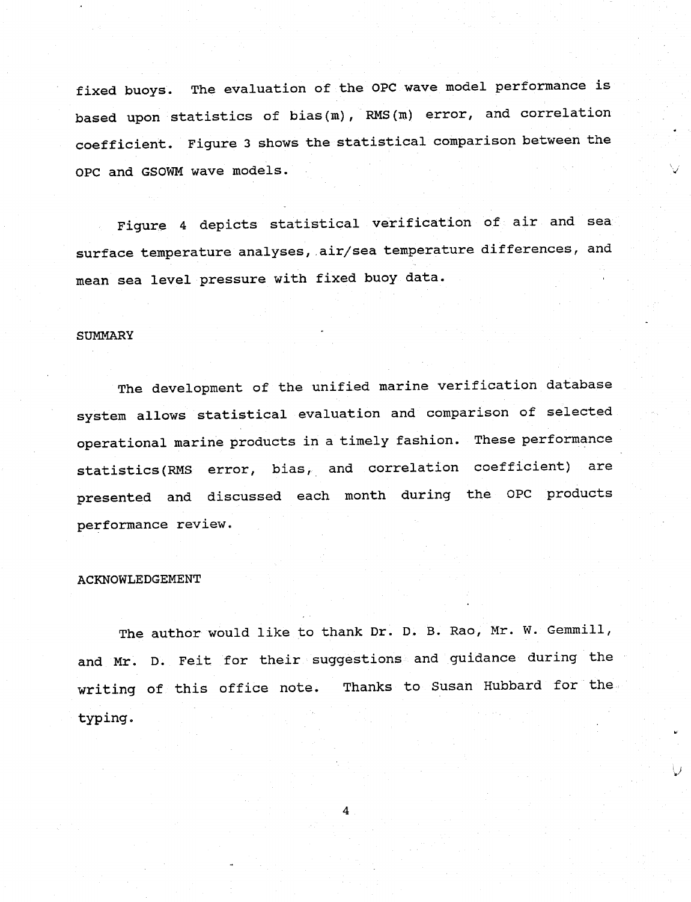fixed buoys. The evaluation of the OPC wave model performance is based upon statistics of bias(m), RMS(m) error, and correlation coefficient. Figure 3 shows the statistical comparison between the OPC and GSOWM wave models.

Figure 4 depicts statistical verification of air and sea surface temperature analyses, air/sea temperature differences, and mean sea level pressure with fixed buoy data.

## SUMMARY

The development of the unified marine verification database system allows statistical evaluation and comparison of selected operational marine products in a timely fashion. These performance statistics(RMS error, bias, and correlation coefficient) are presented and discussed each month during the OPC products performance review.

## ACKNOWLEDGEMENT

The author would like to thank Dr. D. B. Rao, Mr. W. Gemmill, and Mr. D. Feit for their suggestions and guidance during the writing of this office note. Thanks to Susan Hubbard for the typing.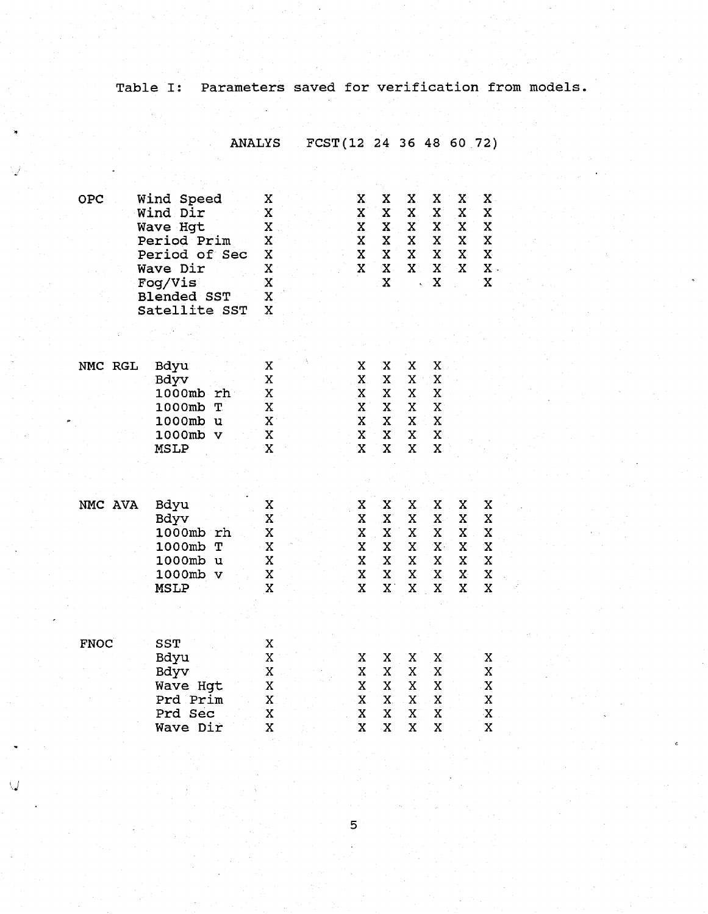Table I: Parameters saved for verification from models.

| Source | Parameter | ANALYS | FCST 12 | 24 | 36 | 48 | 60 | 72 |
|---|---|---|---|---|---|---|---|---|
| OPC | Wind Speed | X | X | X | X | X | X | X |
| | Wind Dir | X | X | X | X | X | X | X |
| | Wave Hgt | X | X | X | X | X | X | X |
| | Period Prim | X | X | X | X | X | X | X |
| | Period of Sec | X | X | X | X | X | X | X |
| | Wave Dir | X | X | X | X | X | X | X |
| | Fog/Vis | X | | X | | X | | X |
| | Blended SST | X | | | | | | |
| | Satellite SST | X | | | | | | |
| NMC RGL | Bdyu | X | X | X | X | X | | |
| | Bdyv | X | X | X | X | X | | |
| | 1000mb rh | X | X | X | X | X | | |
| | 1000mb T | X | X | X | X | X | | |
| | 1000mb u | X | X | X | X | X | | |
| | 1000mb v | X | X | X | X | X | | |
| | MSLP | X | X | X | X | X | | |
| NMC AVA | Bdyu | X | X | X | X | X | X | X |
| | Bdyv | X | X | X | X | X | X | X |
| | 1000mb rh | X | X | X | X | X | X | X |
| | 1000mb T | X | X | X | X | X | X | X |
| | 1000mb u | X | X | X | X | X | X | X |
| | 1000mb v | X | X | X | X | X | X | X |
| | MSLP | X | X | X | X | X | X | X |
| FNOC | SST | X | | | | | | |
| | Bdyu | X | X | X | X | X | | X |
| | Bdyv | X | X | X | X | X | | X |
| | Wave Hgt | X | X | X | X | X | | X |
| | Prd Prim | X | X | X | X | X | | X |
| | Prd Sec | X | X | X | X | X | | X |
| | Wave Dir | X | X | X | X | X | | X |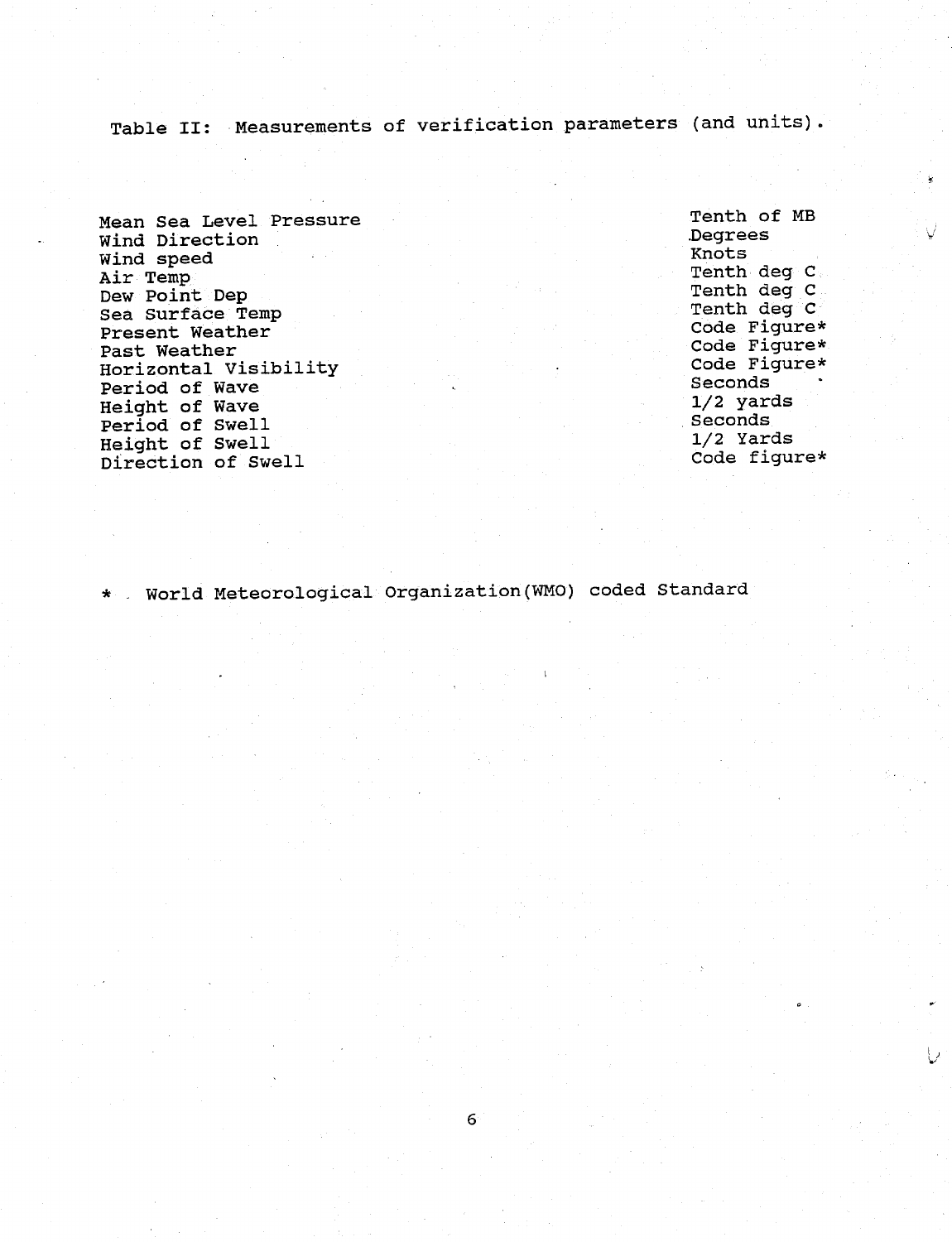Table II: Measurements of verification parameters (and units).

| | |
|---|---|
| Mean Sea Level Pressure | Tenth of MB |
| Wind Direction | Degrees |
| Wind speed | Knots |
| Air Temp | Tenth deg C |
| Dew Point Dep | Tenth deg C |
| Sea Surface Temp | Tenth deg C |
| Present Weather | Code Figure* |
| Past Weather | Code Figure* |
| Horizontal Visibility | Code Figure* |
| Period of Wave | Seconds |
| Height of Wave | 1/2 yards |
| Period of Swell | Seconds |
| Height of Swell | 1/2 Yards |
| Direction of Swell | Code figure* |

* World Meteorological Organization(WMO) coded Standard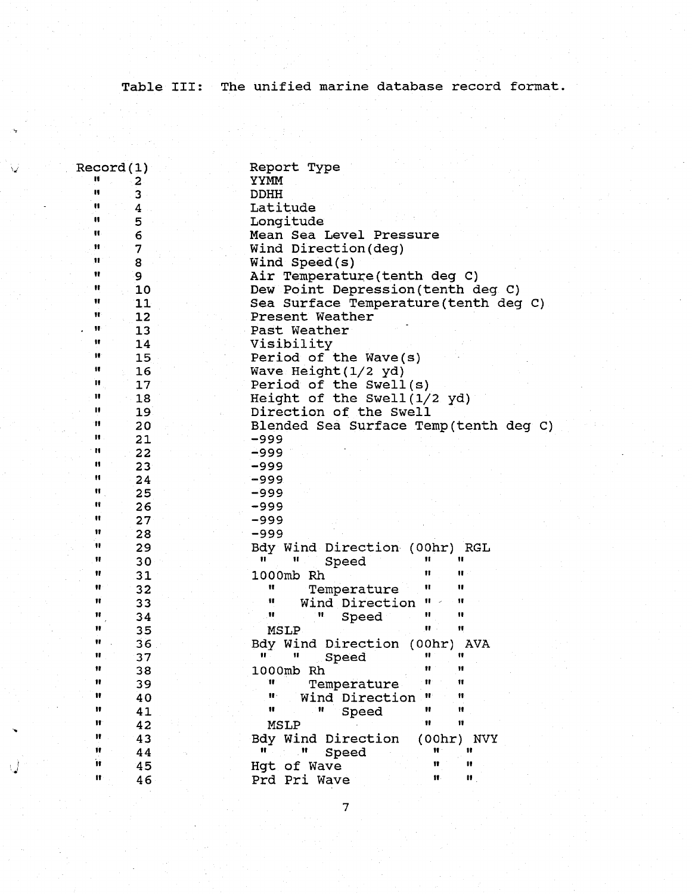Table III: The unified marine database record format.

| Record | Description |
|---|---|
| Record(1) | Report Type |
| " 2 | YYMM |
| " 3 | DDHH |
| " 4 | Latitude |
| " 5 | Longitude |
| " 6 | Mean Sea Level Pressure |
| " 7 | Wind Direction(deg) |
| " 8 | Wind Speed(s) |
| " 9 | Air Temperature(tenth deg C) |
| " 10 | Dew Point Depression(tenth deg C) |
| " 11 | Sea Surface Temperature(tenth deg C) |
| " 12 | Present Weather |
| " 13 | Past Weather |
| " 14 | Visibility |
| " 15 | Period of the Wave(s) |
| " 16 | Wave Height(1/2 yd) |
| " 17 | Period of the Swell(s) |
| " 18 | Height of the Swell(1/2 yd) |
| " 19 | Direction of the Swell |
| " 20 | Blended Sea Surface Temp(tenth deg C) |
| " 21 | -999 |
| " 22 | -999 |
| " 23 | -999 |
| " 24 | -999 |
| " 25 | -999 |
| " 26 | -999 |
| " 27 | -999 |
| " 28 | -999 |
| " 29 | Bdy Wind Direction (00hr) RGL |
| " 30 | " " Speed " " |
| " 31 | 1000mb Rh " " |
| " 32 | " Temperature " " |
| " 33 | " Wind Direction " " |
| " 34 | " " Speed " " |
| " 35 | MSLP " " |
| " 36 | Bdy Wind Direction (00hr) AVA |
| " 37 | " " Speed " " |
| " 38 | 1000mb Rh " " |
| " 39 | " Temperature " " |
| " 40 | " Wind Direction " " |
| " 41 | " " Speed " " |
| " 42 | MSLP " " |
| " 43 | Bdy Wind Direction (00hr) NVY |
| " 44 | " " Speed " " |
| " 45 | Hgt of Wave " " |
| " 46 | Prd Pri Wave " " |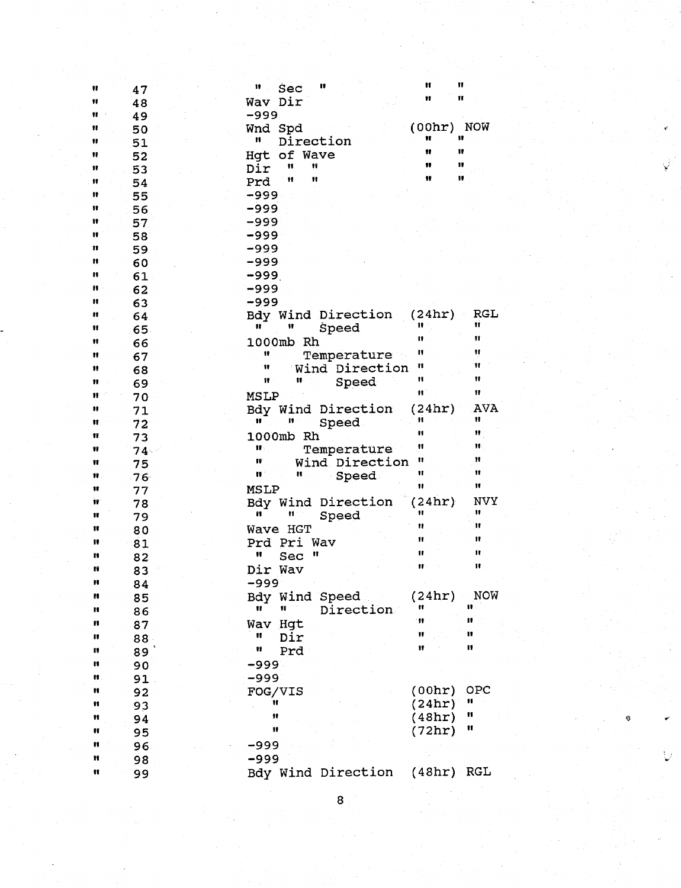```
"     47          "  Sec   "                "    "
"     48          Wav Dir                   "    "
"     49          -999
"     50          Wnd Spd                (00hr) NOW
"     51           "  Direction             "    "
"     52          Hgt of Wave               "    "
"     53          Dir  "   "                "    "
"     54          Prd  "   "                "    "
"     55          -999
"     56          -999
"     57          -999
"     58          -999
"     59          -999
"     60          -999
"     61          -999
"     62          -999
"     63          -999
"     64          Bdy Wind Direction     (24hr)  RGL
"     65           "    "  Speed            "      "
"     66          1000mb Rh                 "      "
"     67            "     Temperature       "      "
"     68            "    Wind Direction     "      "
"     69            "    "    Speed         "      "
"     70          MSLP                      "      "
"     71          Bdy Wind Direction     (24hr)  AVA
"     72           "    "  Speed            "      "
"     73          1000mb Rh                 "      "
"     74           "      Temperature       "      "
"     75           "     Wind Direction     "      "
"     76           "     "    Speed         "      "
"     77          MSLP                      "      "
"     78          Bdy Wind Direction     (24hr)  NVY
"     79           "    "  Speed            "      "
"     80          Wave HGT                  "      "
"     81          Prd Pri Wav               "      "
"     82           "  Sec "                 "      "
"     83          Dir Wav                   "      "
"     84          -999
"     85          Bdy Wind Speed         (24hr)  NOW
"     86           "    "    Direction      "      "
"     87          Wav Hgt                   "      "
"     88           "  Dir                   "      "
"     89           "  Prd                   "      "
"     90          -999
"     91          -999
"     92          FOG/VIS                (00hr) OPC
"     93             "                   (24hr) "
"     94             "                   (48hr) "
"     95             "                   (72hr) "
"     96          -999
"     98          -999
"     99          Bdy Wind Direction     (48hr) RGL
```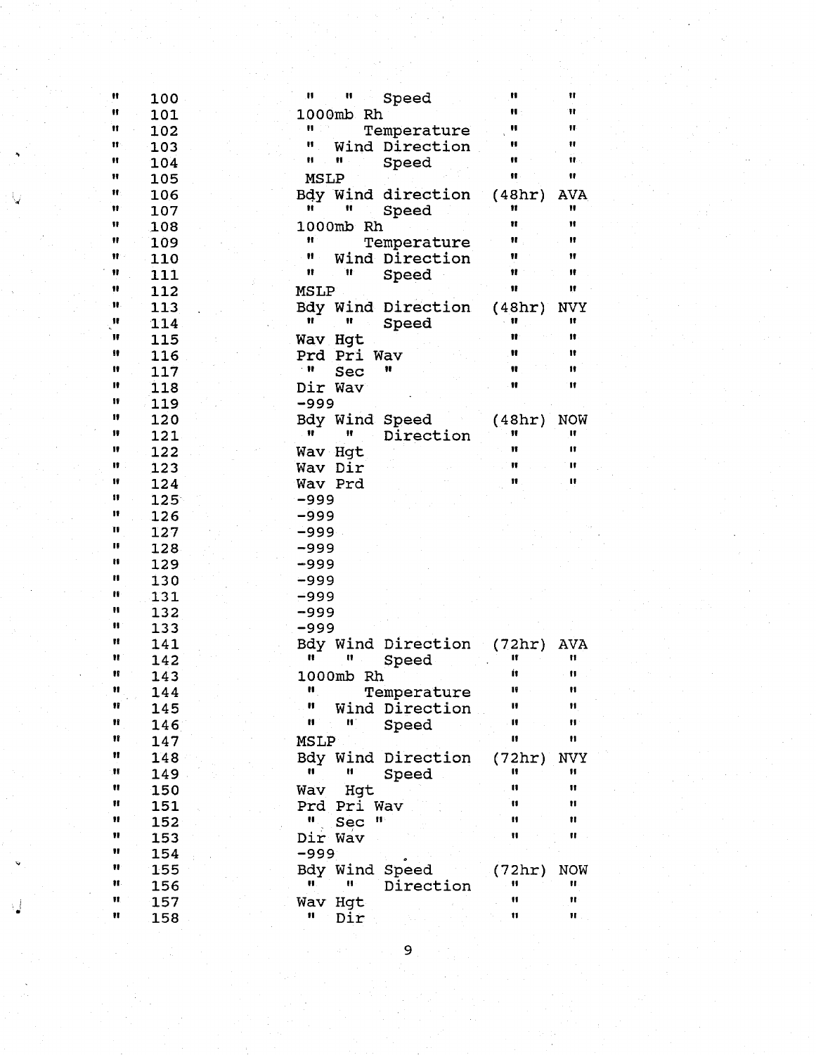| | | | | |
|---|---|---|---|---|
| " | 100 | "  "  Speed | " | " |
| " | 101 | 1000mb Rh | " | " |
| " | 102 | "  Temperature | " | " |
| " | 103 | " Wind Direction | " | " |
| " | 104 | "  "  Speed | " | " |
| " | 105 | MSLP | " | " |
| " | 106 | Bdy Wind direction | (48hr) | AVA |
| " | 107 | "  "  Speed | " | " |
| " | 108 | 1000mb Rh | " | " |
| " | 109 | "  Temperature | " | " |
| " | 110 | " Wind Direction | " | " |
| " | 111 | "  "  Speed | " | " |
| " | 112 | MSLP | " | " |
| " | 113 | Bdy Wind Direction | (48hr) | NVY |
| " | 114 | "  "  Speed | " | " |
| " | 115 | Wav Hgt | " | " |
| " | 116 | Prd Pri Wav | " | " |
| " | 117 | " Sec " | " | " |
| " | 118 | Dir Wav | " | " |
| " | 119 | -999 | | |
| " | 120 | Bdy Wind Speed | (48hr) | NOW |
| " | 121 | "  "  Direction | " | " |
| " | 122 | Wav Hgt | " | " |
| " | 123 | Wav Dir | " | " |
| " | 124 | Wav Prd | " | " |
| " | 125 | -999 | | |
| " | 126 | -999 | | |
| " | 127 | -999 | | |
| " | 128 | -999 | | |
| " | 129 | -999 | | |
| " | 130 | -999 | | |
| " | 131 | -999 | | |
| " | 132 | -999 | | |
| " | 133 | -999 | | |
| " | 141 | Bdy Wind Direction | (72hr) | AVA |
| " | 142 | "  "  Speed | " | " |
| " | 143 | 1000mb Rh | " | " |
| " | 144 | "  Temperature | " | " |
| " | 145 | " Wind Direction | " | " |
| " | 146 | "  "  Speed | " | " |
| " | 147 | MSLP | " | " |
| " | 148 | Bdy Wind Direction | (72hr) | NVY |
| " | 149 | "  "  Speed | " | " |
| " | 150 | Wav Hgt | " | " |
| " | 151 | Prd Pri Wav | " | " |
| " | 152 | " Sec " | " | " |
| " | 153 | Dir Wav | " | " |
| " | 154 | -999 | | |
| " | 155 | Bdy Wind Speed | (72hr) | NOW |
| " | 156 | "  "  Direction | " | " |
| " | 157 | Wav Hgt | " | " |
| " | 158 | " Dir | " | " |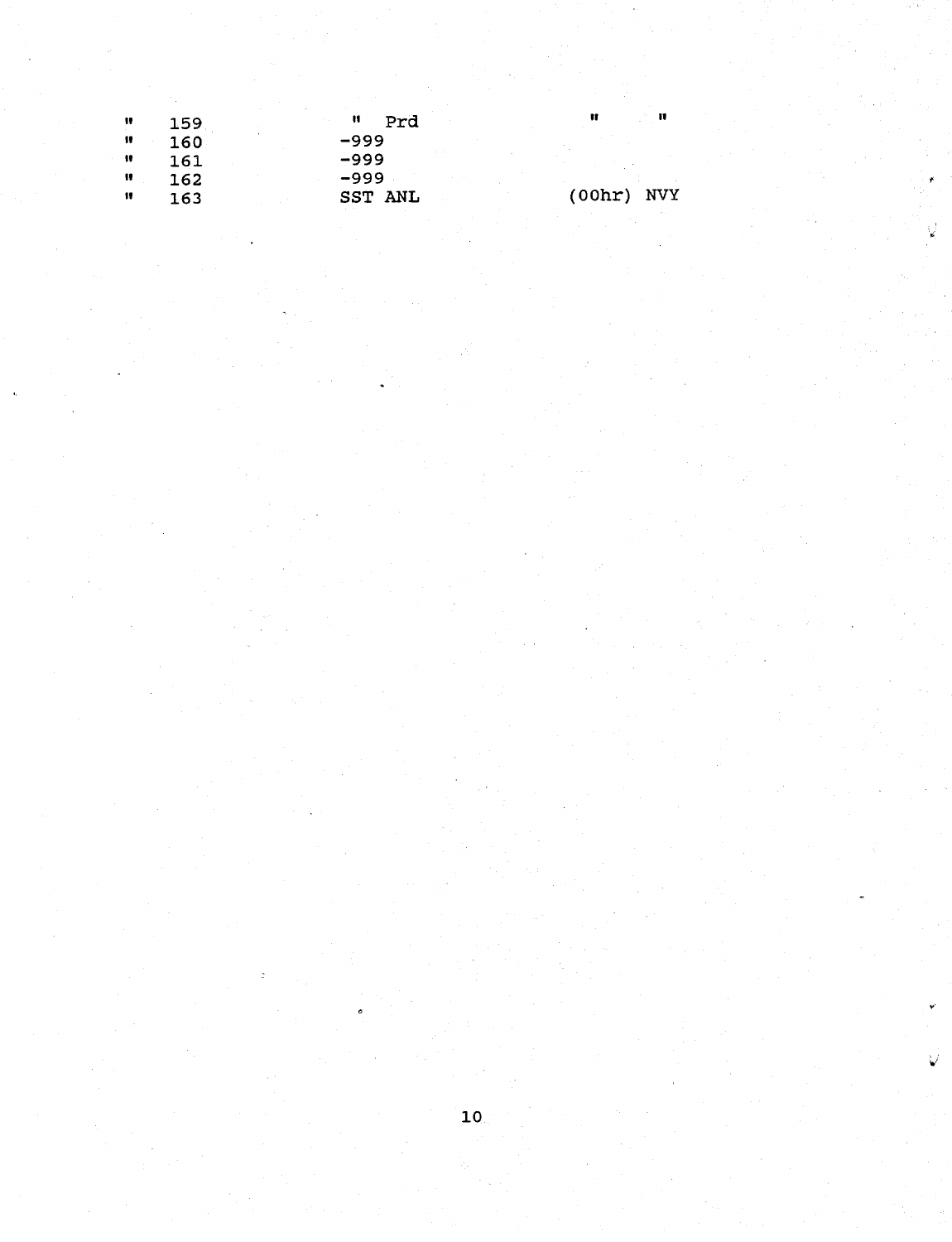| | | | | |
|---|---|---|---|---|
| " | 159 | " Prd | " | " |
| " | 160 | -999 | | |
| " | 161 | -999 | | |
| " | 162 | -999 | | |
| " | 163 | SST ANL | (00hr) | NVY |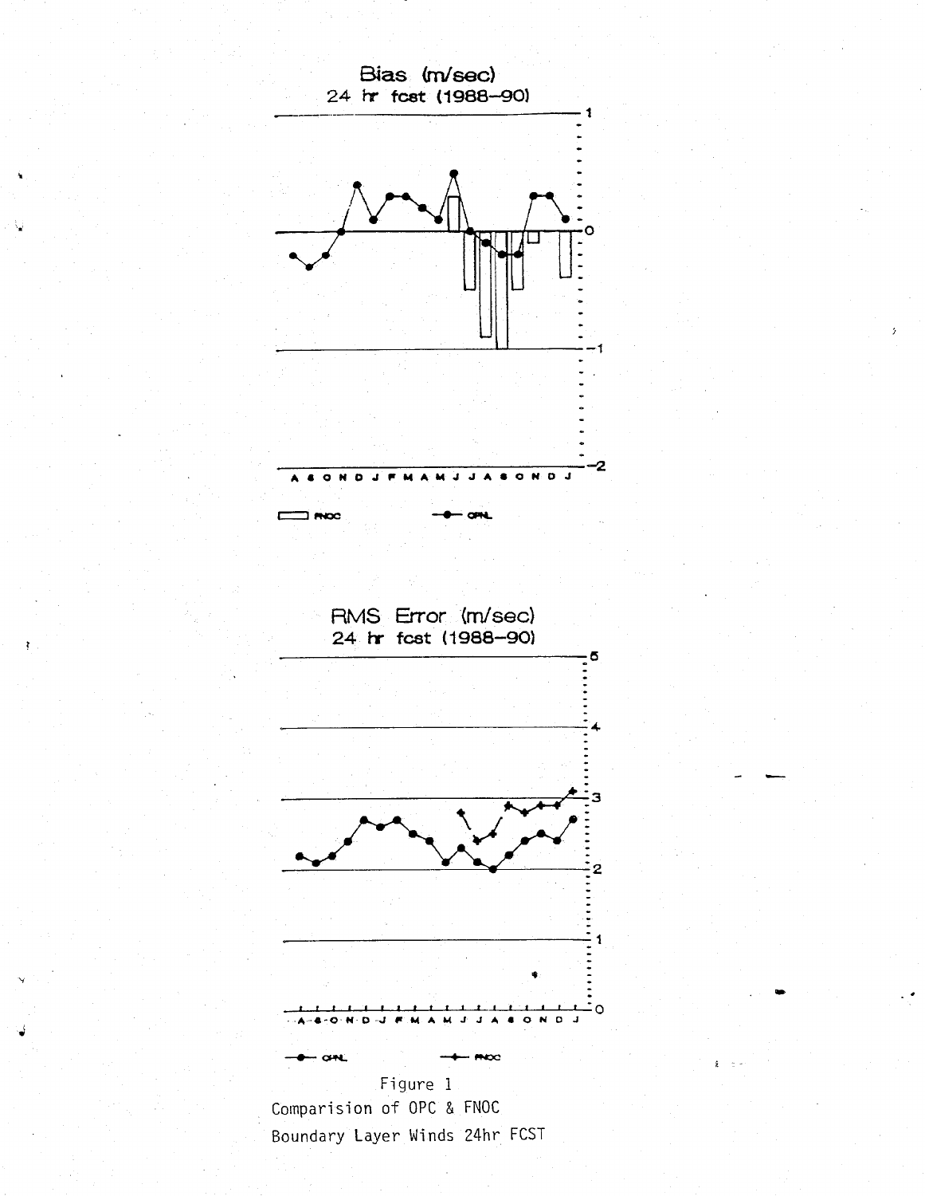Figure 1
Comparision of OPC & FNOC
Boundary Layer Winds 24hr FCST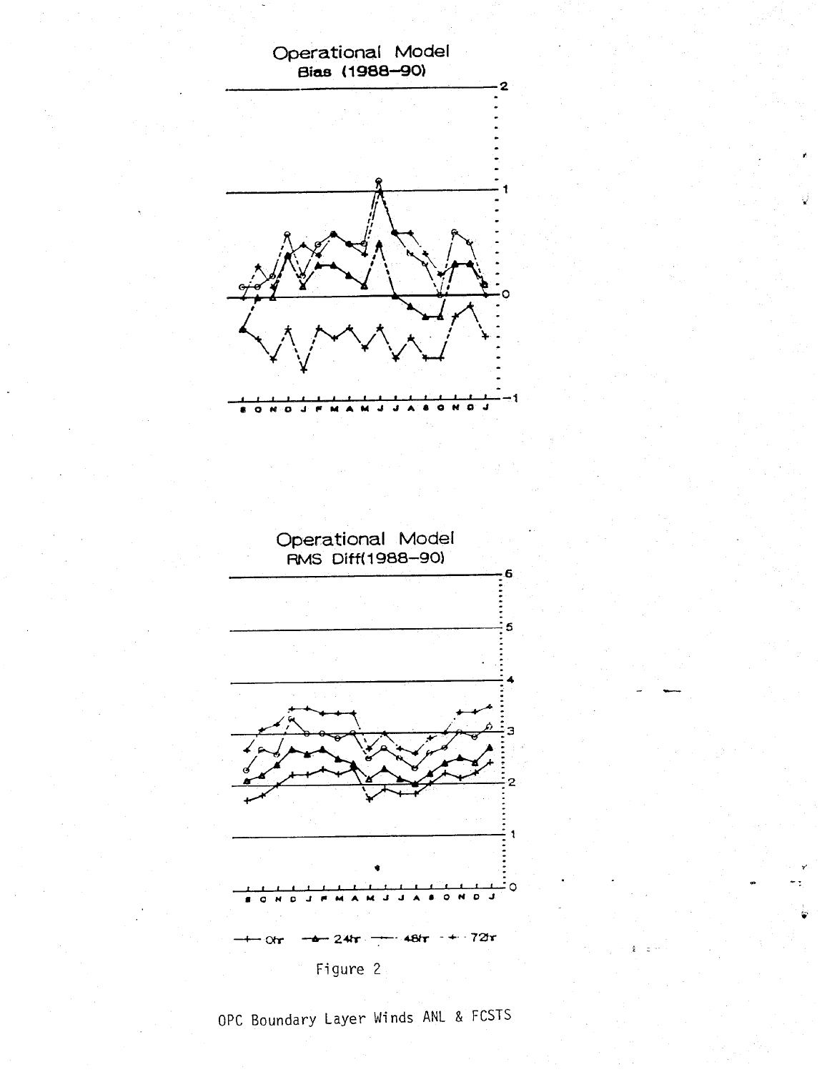Operational Model
Bias (1988–90)

S O N D J F M A M J J A S O N D J

Operational Model
RMS Diff(1988–90)

S O N D J F M A M J J A S O N D J

—+— 0hr —▲— 24hr —— 48hr - -+- - 72hr

Figure 2

OPC Boundary Layer Winds ANL & FCSTS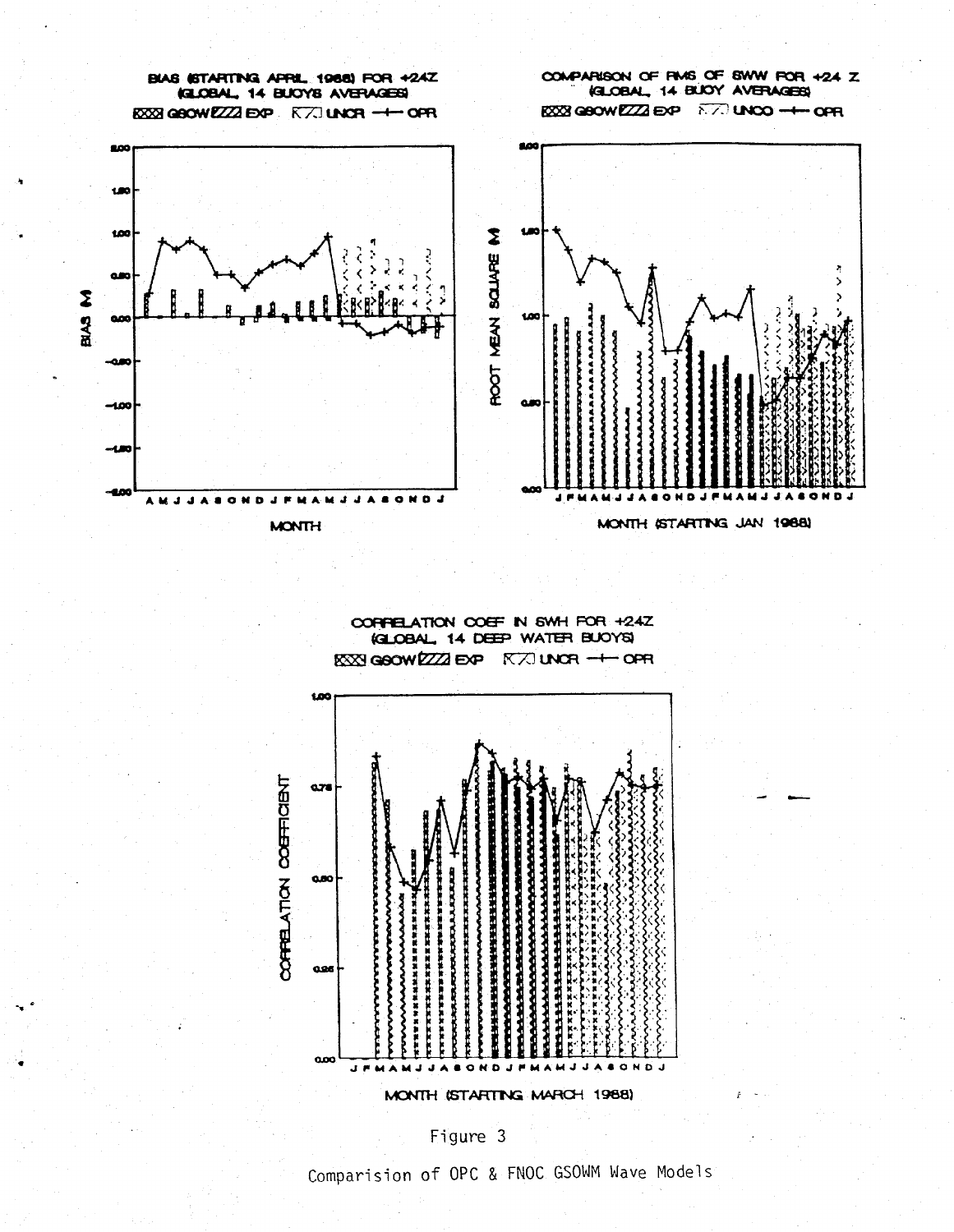BIAS (STARTING APRIL 1988) FOR +24Z
(GLOBAL, 14 BUOYS AVERAGES)

GSOW EXP UNCR OPR

COMPARISON OF RMS OF SWW FOR +24 Z
(GLOBAL, 14 BUOY AVERAGES)

GSOW EXP UNCO OPR

CORRELATION COEF IN SWH FOR +24Z
(GLOBAL, 14 DEEP WATER BUOYS)

GSOW EXP UNCR OPR

Figure 3

Comparision of OPC & FNOC GSOWM Wave Models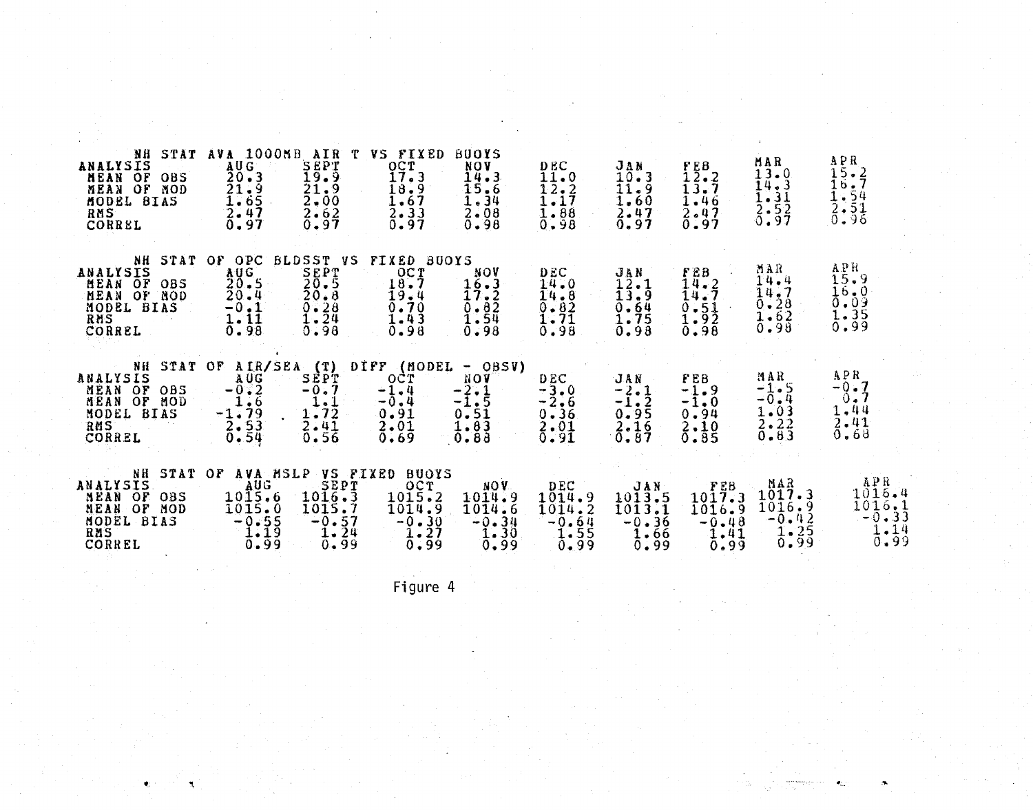NH STAT AVA 1000MB AIR T VS FIXED BUOYS

| ANALYSIS | AUG | SEPT | OCT | NOV | DEC | JAN | FEB | MAR | APR |
|---|---|---|---|---|---|---|---|---|---|
| MEAN OF OBS | 20.3 | 19.9 | 17.3 | 14.3 | 11.0 | 10.3 | 12.2 | 13.0 | 15.2 |
| MEAN OF MOD | 21.9 | 21.9 | 18.9 | 15.6 | 12.2 | 11.9 | 13.7 | 14.3 | 16.7 |
| MODEL BIAS | 1.65 | 2.00 | 1.67 | 1.34 | 1.17 | 1.60 | 1.46 | 1.31 | 1.54 |
| RMS | 2.47 | 2.62 | 2.33 | 2.08 | 1.88 | 2.47 | 2.47 | 2.52 | 2.51 |
| CORREL | 0.97 | 0.97 | 0.97 | 0.98 | 0.98 | 0.97 | 0.97 | 0.97 | 0.96 |

NH STAT OF OPC BLDSST VS FIXED BUOYS

| ANALYSIS | AUG | SEPT | OCT | NOV | DEC | JAN | FEB | MAR | APR |
|---|---|---|---|---|---|---|---|---|---|
| MEAN OF OBS | 20.5 | 20.5 | 18.7 | 16.3 | 14.0 | 12.1 | 14.2 | 14.4 | 15.9 |
| MEAN OF MOD | 20.4 | 20.8 | 19.4 | 17.2 | 14.8 | 13.9 | 14.7 | 14.7 | 16.0 |
| MODEL BIAS | -0.1 | 0.28 | 0.70 | 0.82 | 0.82 | 0.64 | 0.51 | 0.28 | 0.09 |
| RMS | 1.11 | 1.24 | 1.43 | 1.54 | 1.71 | 1.75 | 1.92 | 1.62 | 1.35 |
| CORREL | 0.98 | 0.98 | 0.98 | 0.98 | 0.98 | 0.98 | 0.98 | 0.98 | 0.99 |

NH STAT OF AIR/SEA (T) DIFF (MODEL - OBSV)

| ANALYSIS | AUG | SEPT | OCT | NOV | DEC | JAN | FEB | MAR | APR |
|---|---|---|---|---|---|---|---|---|---|
| MEAN OF OBS | -0.2 | -0.7 | -1.4 | -2.1 | -3.0 | -2.1 | -1.9 | -1.5 | -0.7 |
| MEAN OF MOD | 1.6 | 1.1 | -0.4 | -1.5 | -2.6 | -1.2 | -1.0 | -0.4 | 0.7 |
| MODEL BIAS | -1.79 | 1.72 | 0.91 | 0.51 | 0.36 | 0.95 | 0.94 | 1.03 | 1.44 |
| RMS | 2.53 | 2.41 | 2.01 | 1.83 | 2.01 | 2.16 | 2.10 | 2.22 | 2.41 |
| CORREL | 0.54 | 0.56 | 0.69 | 0.88 | 0.91 | 0.87 | 0.85 | 0.83 | 0.68 |

NH STAT OF AVA MSLP VS FIXED BUOYS

| ANALYSIS | AUG | SEPT | OCT | NOV | DEC | JAN | FEB | MAR | APR |
|---|---|---|---|---|---|---|---|---|---|
| MEAN OF OBS | 1015.6 | 1016.3 | 1015.2 | 1014.9 | 1014.9 | 1013.5 | 1017.3 | 1017.3 | 1016.4 |
| MEAN OF MOD | 1015.0 | 1015.7 | 1014.9 | 1014.6 | 1014.2 | 1013.1 | 1016.9 | 1016.9 | 1016.1 |
| MODEL BIAS | -0.55 | -0.57 | -0.30 | -0.34 | -0.64 | -0.36 | -0.48 | -0.42 | -0.33 |
| RMS | 1.19 | 1.24 | 1.27 | 1.30 | 1.55 | 1.66 | 1.41 | 1.25 | 1.14 |
| CORREL | 0.99 | 0.99 | 0.99 | 0.99 | 0.99 | 0.99 | 0.99 | 0.99 | 0.99 |

Figure 4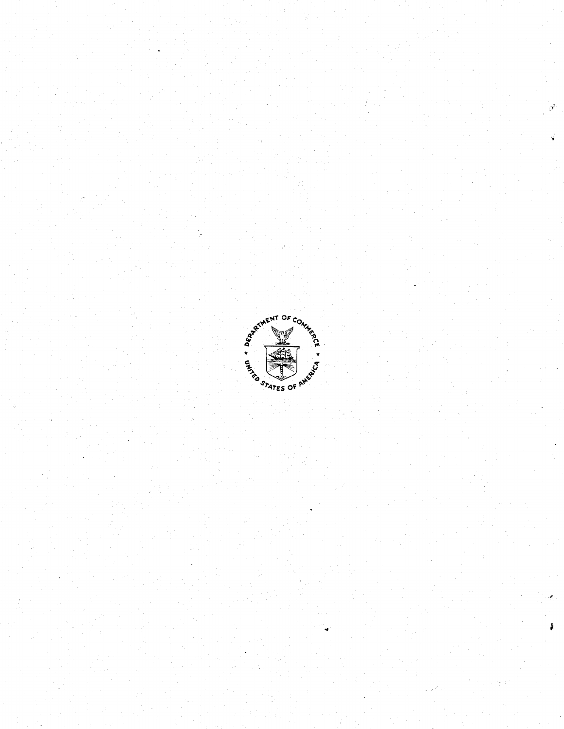DEPARTMENT OF COMMERCE

★ UNITED STATES OF AMERICA ★